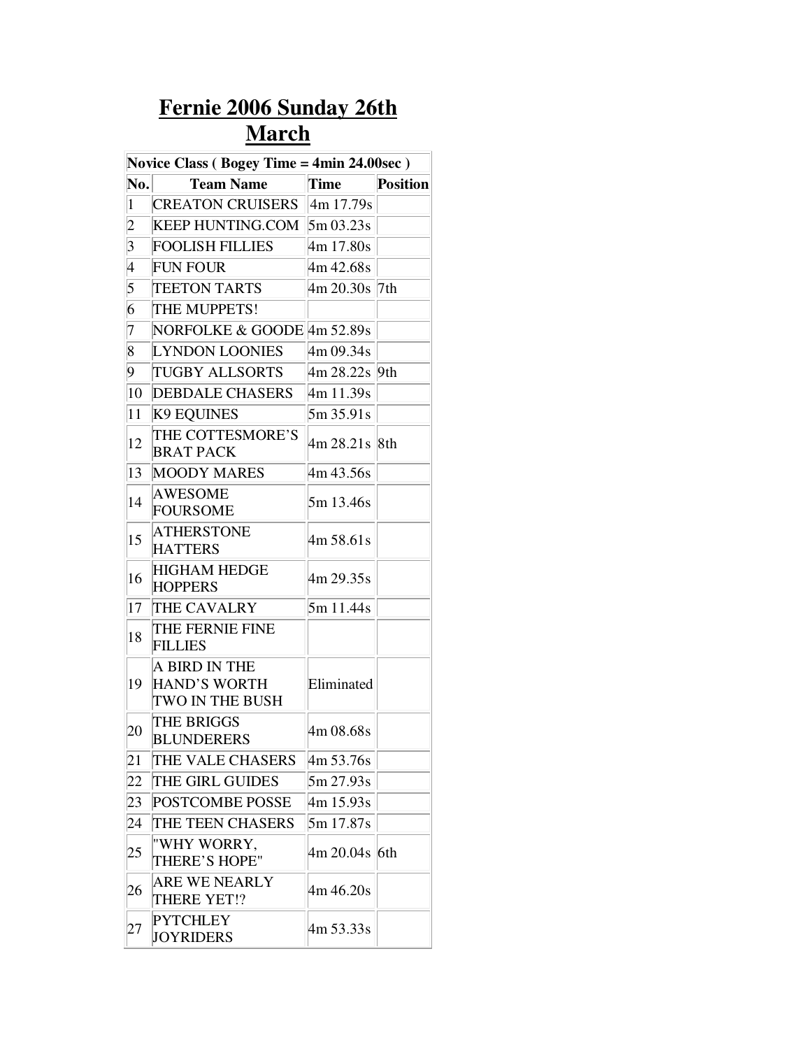# Fernie 2006 Sunday 26th March

| Novice Class ( Bogey Time = 4min 24.00sec ) | | | |
|---|---|---|---|
| **No.** | **Team Name** | **Time** | **Position** |
| 1 | CREATON CRUISERS | 4m 17.79s | |
| 2 | KEEP HUNTING.COM | 5m 03.23s | |
| 3 | FOOLISH FILLIES | 4m 17.80s | |
| 4 | FUN FOUR | 4m 42.68s | |
| 5 | TEETON TARTS | 4m 20.30s | 7th |
| 6 | THE MUPPETS! | | |
| 7 | NORFOLKE & GOODE | 4m 52.89s | |
| 8 | LYNDON LOONIES | 4m 09.34s | |
| 9 | TUGBY ALLSORTS | 4m 28.22s | 9th |
| 10 | DEBDALE CHASERS | 4m 11.39s | |
| 11 | K9 EQUINES | 5m 35.91s | |
| 12 | THE COTTESMORE'S BRAT PACK | 4m 28.21s | 8th |
| 13 | MOODY MARES | 4m 43.56s | |
| 14 | AWESOME FOURSOME | 5m 13.46s | |
| 15 | ATHERSTONE HATTERS | 4m 58.61s | |
| 16 | HIGHAM HEDGE HOPPERS | 4m 29.35s | |
| 17 | THE CAVALRY | 5m 11.44s | |
| 18 | THE FERNIE FINE FILLIES | | |
| 19 | A BIRD IN THE HAND'S WORTH TWO IN THE BUSH | Eliminated | |
| 20 | THE BRIGGS BLUNDERERS | 4m 08.68s | |
| 21 | THE VALE CHASERS | 4m 53.76s | |
| 22 | THE GIRL GUIDES | 5m 27.93s | |
| 23 | POSTCOMBE POSSE | 4m 15.93s | |
| 24 | THE TEEN CHASERS | 5m 17.87s | |
| 25 | "WHY WORRY, THERE'S HOPE" | 4m 20.04s | 6th |
| 26 | ARE WE NEARLY THERE YET!? | 4m 46.20s | |
| 27 | PYTCHLEY JOYRIDERS | 4m 53.33s | |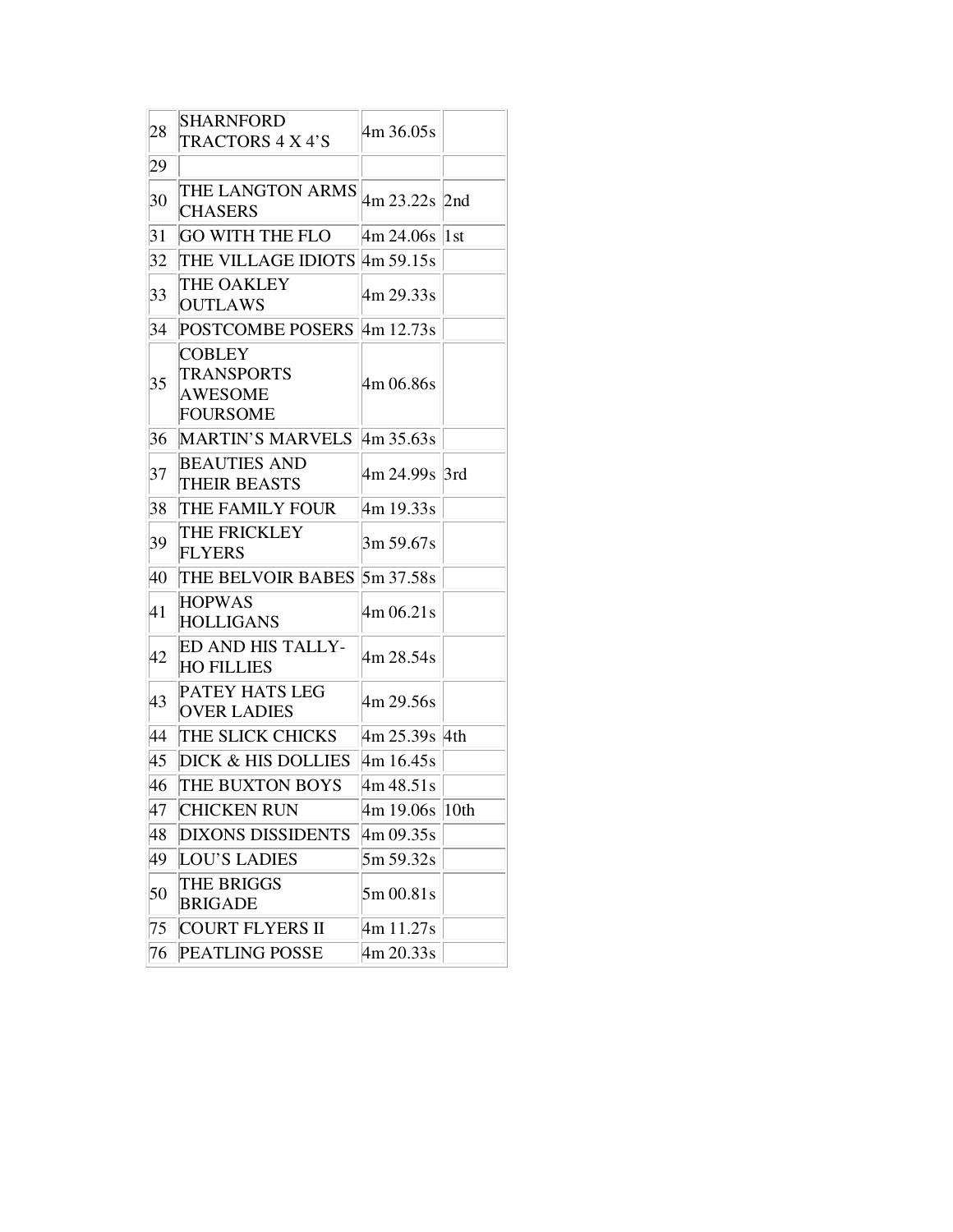| 28 | SHARNFORD TRACTORS 4 X 4'S | 4m 36.05s | |
|---|---|---|---|
| 29 | | | |
| 30 | THE LANGTON ARMS CHASERS | 4m 23.22s | 2nd |
| 31 | GO WITH THE FLO | 4m 24.06s | 1st |
| 32 | THE VILLAGE IDIOTS | 4m 59.15s | |
| 33 | THE OAKLEY OUTLAWS | 4m 29.33s | |
| 34 | POSTCOMBE POSERS | 4m 12.73s | |
| 35 | COBLEY TRANSPORTS AWESOME FOURSOME | 4m 06.86s | |
| 36 | MARTIN'S MARVELS | 4m 35.63s | |
| 37 | BEAUTIES AND THEIR BEASTS | 4m 24.99s | 3rd |
| 38 | THE FAMILY FOUR | 4m 19.33s | |
| 39 | THE FRICKLEY FLYERS | 3m 59.67s | |
| 40 | THE BELVOIR BABES | 5m 37.58s | |
| 41 | HOPWAS HOLLIGANS | 4m 06.21s | |
| 42 | ED AND HIS TALLY-HO FILLIES | 4m 28.54s | |
| 43 | PATEY HATS LEG OVER LADIES | 4m 29.56s | |
| 44 | THE SLICK CHICKS | 4m 25.39s | 4th |
| 45 | DICK & HIS DOLLIES | 4m 16.45s | |
| 46 | THE BUXTON BOYS | 4m 48.51s | |
| 47 | CHICKEN RUN | 4m 19.06s | 10th |
| 48 | DIXONS DISSIDENTS | 4m 09.35s | |
| 49 | LOU'S LADIES | 5m 59.32s | |
| 50 | THE BRIGGS BRIGADE | 5m 00.81s | |
| 75 | COURT FLYERS II | 4m 11.27s | |
| 76 | PEATLING POSSE | 4m 20.33s | |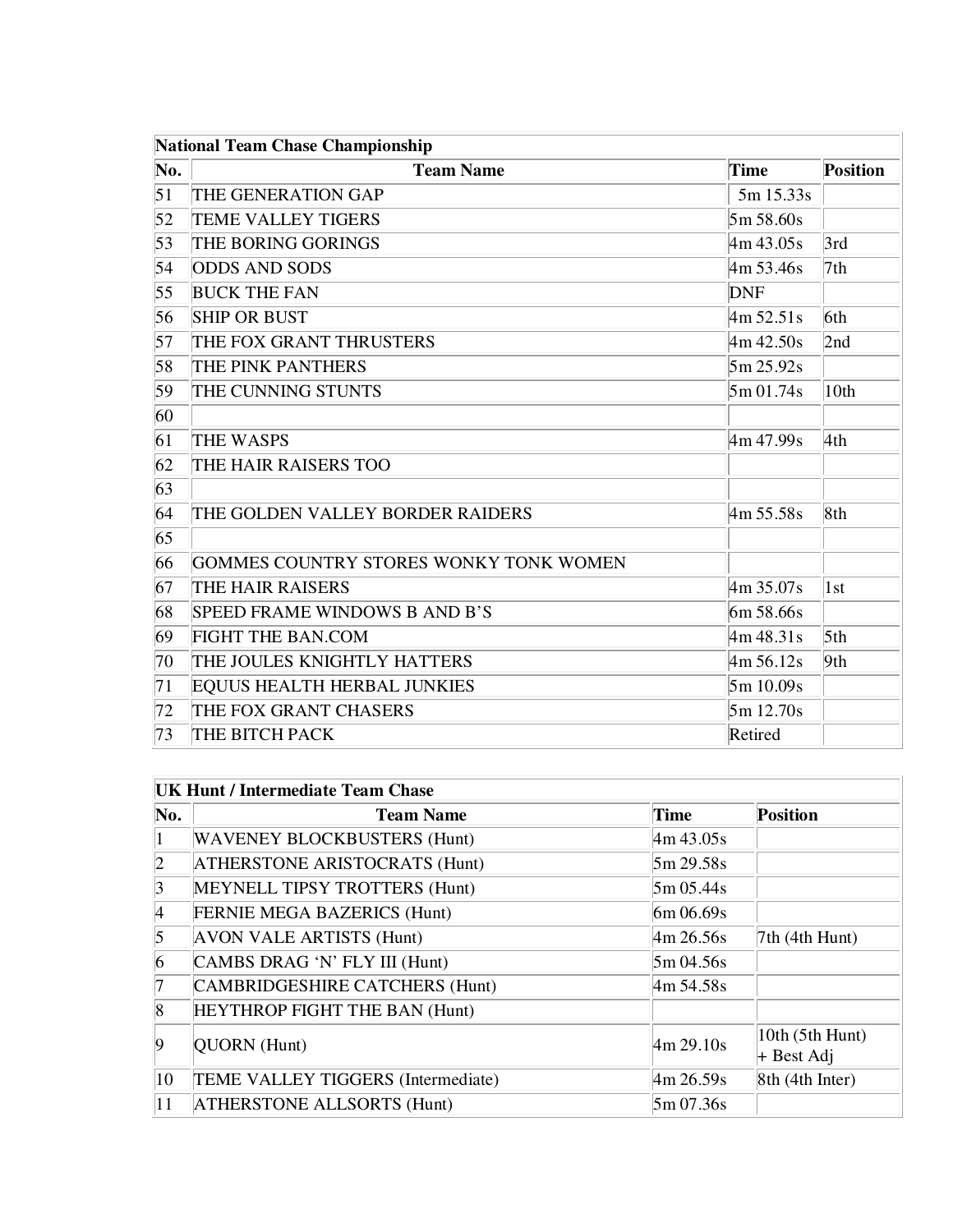| National Team Chase Championship | | | |
|---|---|---|---|
| **No.** | **Team Name** | **Time** | **Position** |
| 51 | THE GENERATION GAP | 5m 15.33s | |
| 52 | TEME VALLEY TIGERS | 5m 58.60s | |
| 53 | THE BORING GORINGS | 4m 43.05s | 3rd |
| 54 | ODDS AND SODS | 4m 53.46s | 7th |
| 55 | BUCK THE FAN | DNF | |
| 56 | SHIP OR BUST | 4m 52.51s | 6th |
| 57 | THE FOX GRANT THRUSTERS | 4m 42.50s | 2nd |
| 58 | THE PINK PANTHERS | 5m 25.92s | |
| 59 | THE CUNNING STUNTS | 5m 01.74s | 10th |
| 60 | | | |
| 61 | THE WASPS | 4m 47.99s | 4th |
| 62 | THE HAIR RAISERS TOO | | |
| 63 | | | |
| 64 | THE GOLDEN VALLEY BORDER RAIDERS | 4m 55.58s | 8th |
| 65 | | | |
| 66 | GOMMES COUNTRY STORES WONKY TONK WOMEN | | |
| 67 | THE HAIR RAISERS | 4m 35.07s | 1st |
| 68 | SPEED FRAME WINDOWS B AND B'S | 6m 58.66s | |
| 69 | FIGHT THE BAN.COM | 4m 48.31s | 5th |
| 70 | THE JOULES KNIGHTLY HATTERS | 4m 56.12s | 9th |
| 71 | EQUUS HEALTH HERBAL JUNKIES | 5m 10.09s | |
| 72 | THE FOX GRANT CHASERS | 5m 12.70s | |
| 73 | THE BITCH PACK | Retired | |

| UK Hunt / Intermediate Team Chase | | | |
|---|---|---|---|
| **No.** | **Team Name** | **Time** | **Position** |
| 1 | WAVENEY BLOCKBUSTERS (Hunt) | 4m 43.05s | |
| 2 | ATHERSTONE ARISTOCRATS (Hunt) | 5m 29.58s | |
| 3 | MEYNELL TIPSY TROTTERS (Hunt) | 5m 05.44s | |
| 4 | FERNIE MEGA BAZERICS (Hunt) | 6m 06.69s | |
| 5 | AVON VALE ARTISTS (Hunt) | 4m 26.56s | 7th (4th Hunt) |
| 6 | CAMBS DRAG 'N' FLY III (Hunt) | 5m 04.56s | |
| 7 | CAMBRIDGESHIRE CATCHERS (Hunt) | 4m 54.58s | |
| 8 | HEYTHROP FIGHT THE BAN (Hunt) | | |
| 9 | QUORN (Hunt) | 4m 29.10s | 10th (5th Hunt) + Best Adj |
| 10 | TEME VALLEY TIGGERS (Intermediate) | 4m 26.59s | 8th (4th Inter) |
| 11 | ATHERSTONE ALLSORTS (Hunt) | 5m 07.36s | |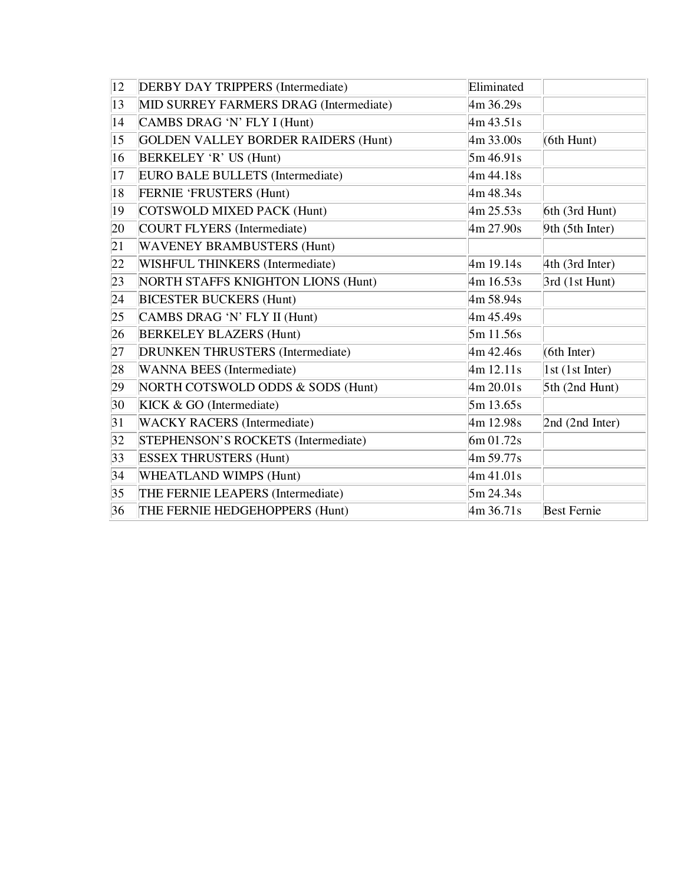| | | | |
|---|---|---|---|
| 12 | DERBY DAY TRIPPERS (Intermediate) | Eliminated | |
| 13 | MID SURREY FARMERS DRAG (Intermediate) | 4m 36.29s | |
| 14 | CAMBS DRAG 'N' FLY I (Hunt) | 4m 43.51s | |
| 15 | GOLDEN VALLEY BORDER RAIDERS (Hunt) | 4m 33.00s | (6th Hunt) |
| 16 | BERKELEY 'R' US (Hunt) | 5m 46.91s | |
| 17 | EURO BALE BULLETS (Intermediate) | 4m 44.18s | |
| 18 | FERNIE 'FRUSTERS (Hunt) | 4m 48.34s | |
| 19 | COTSWOLD MIXED PACK (Hunt) | 4m 25.53s | 6th (3rd Hunt) |
| 20 | COURT FLYERS (Intermediate) | 4m 27.90s | 9th (5th Inter) |
| 21 | WAVENEY BRAMBUSTERS (Hunt) | | |
| 22 | WISHFUL THINKERS (Intermediate) | 4m 19.14s | 4th (3rd Inter) |
| 23 | NORTH STAFFS KNIGHTON LIONS (Hunt) | 4m 16.53s | 3rd (1st Hunt) |
| 24 | BICESTER BUCKERS (Hunt) | 4m 58.94s | |
| 25 | CAMBS DRAG 'N' FLY II (Hunt) | 4m 45.49s | |
| 26 | BERKELEY BLAZERS (Hunt) | 5m 11.56s | |
| 27 | DRUNKEN THRUSTERS (Intermediate) | 4m 42.46s | (6th Inter) |
| 28 | WANNA BEES (Intermediate) | 4m 12.11s | 1st (1st Inter) |
| 29 | NORTH COTSWOLD ODDS & SODS (Hunt) | 4m 20.01s | 5th (2nd Hunt) |
| 30 | KICK & GO (Intermediate) | 5m 13.65s | |
| 31 | WACKY RACERS (Intermediate) | 4m 12.98s | 2nd (2nd Inter) |
| 32 | STEPHENSON'S ROCKETS (Intermediate) | 6m 01.72s | |
| 33 | ESSEX THRUSTERS (Hunt) | 4m 59.77s | |
| 34 | WHEATLAND WIMPS (Hunt) | 4m 41.01s | |
| 35 | THE FERNIE LEAPERS (Intermediate) | 5m 24.34s | |
| 36 | THE FERNIE HEDGEHOPPERS (Hunt) | 4m 36.71s | Best Fernie |